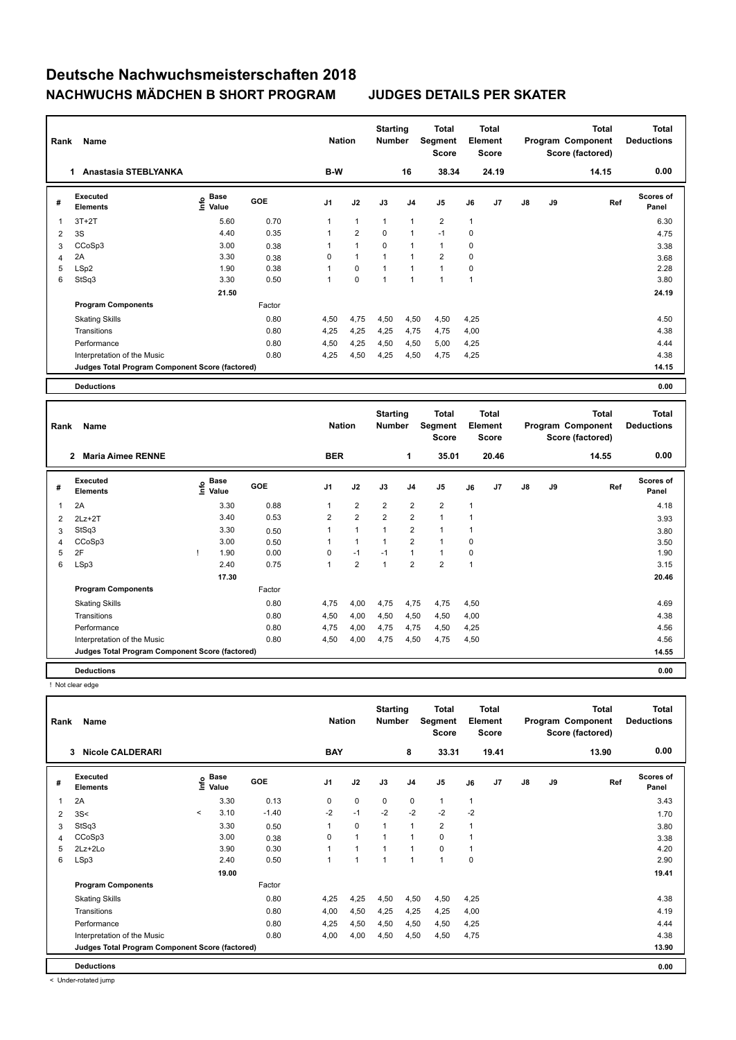# Deutsche Nachwuchsmeisterschaften 2018

## NACHWUCHS MÄDCHEN B SHORT PROGRAM — JUDGES DETAILS PER SKATER

| Rank | Name | Nation | Starting Number | Total Segment Score | Total Element Score | Total Program Component Score (factored) | Total Deductions |
|---|---|---|---|---|---|---|---|
| 1 | Anastasia STEBLYANKA | B-W | 16 | 38.34 | 24.19 | 14.15 | 0.00 |

| # | Executed Elements | Info | Base Value | GOE | J1 | J2 | J3 | J4 | J5 | J6 | J7 | J8 | J9 | Ref | Scores of Panel |
|---|---|---|---|---|---|---|---|---|---|---|---|---|---|---|---|
| 1 | 3T+2T | | 5.60 | 0.70 | 1 | 1 | 1 | 1 | 2 | 1 | | | | | 6.30 |
| 2 | 3S | | 4.40 | 0.35 | 1 | 2 | 0 | 1 | -1 | 0 | | | | | 4.75 |
| 3 | CCoSp3 | | 3.00 | 0.38 | 1 | 1 | 0 | 1 | 1 | 0 | | | | | 3.38 |
| 4 | 2A | | 3.30 | 0.38 | 0 | 1 | 1 | 1 | 2 | 0 | | | | | 3.68 |
| 5 | LSp2 | | 1.90 | 0.38 | 1 | 0 | 1 | 1 | 1 | 0 | | | | | 2.28 |
| 6 | StSq3 | | 3.30 | 0.50 | 1 | 0 | 1 | 1 | 1 | 1 | | | | | 3.80 |
| | | | 21.50 | | | | | | | | | | | | 24.19 |
| | **Program Components** | | | Factor | | | | | | | | | | | |
| | Skating Skills | | | 0.80 | 4,50 | 4,75 | 4,50 | 4,50 | 4,50 | 4,25 | | | | | 4.50 |
| | Transitions | | | 0.80 | 4,25 | 4,25 | 4,25 | 4,75 | 4,75 | 4,00 | | | | | 4.38 |
| | Performance | | | 0.80 | 4,50 | 4,25 | 4,50 | 4,50 | 5,00 | 4,25 | | | | | 4.44 |
| | Interpretation of the Music | | | 0.80 | 4,25 | 4,50 | 4,25 | 4,50 | 4,75 | 4,25 | | | | | 4.38 |
| | **Judges Total Program Component Score (factored)** | | | | | | | | | | | | | | 14.15 |
| | **Deductions** | | | | | | | | | | | | | | 0.00 |

| Rank | Name | Nation | Starting Number | Total Segment Score | Total Element Score | Total Program Component Score (factored) | Total Deductions |
|---|---|---|---|---|---|---|---|
| 2 | Maria Aimee RENNE | BER | 1 | 35.01 | 20.46 | 14.55 | 0.00 |

| # | Executed Elements | Info | Base Value | GOE | J1 | J2 | J3 | J4 | J5 | J6 | J7 | J8 | J9 | Ref | Scores of Panel |
|---|---|---|---|---|---|---|---|---|---|---|---|---|---|---|---|
| 1 | 2A | | 3.30 | 0.88 | 1 | 2 | 2 | 2 | 2 | 1 | | | | | 4.18 |
| 2 | 2Lz+2T | | 3.40 | 0.53 | 2 | 2 | 2 | 2 | 1 | 1 | | | | | 3.93 |
| 3 | StSq3 | | 3.30 | 0.50 | 1 | 1 | 1 | 2 | 1 | 1 | | | | | 3.80 |
| 4 | CCoSp3 | | 3.00 | 0.50 | 1 | 1 | 1 | 2 | 1 | 0 | | | | | 3.50 |
| 5 | 2F | ! | 1.90 | 0.00 | 0 | -1 | -1 | 1 | 1 | 0 | | | | | 1.90 |
| 6 | LSp3 | | 2.40 | 0.75 | 1 | 2 | 1 | 2 | 2 | 1 | | | | | 3.15 |
| | | | 17.30 | | | | | | | | | | | | 20.46 |
| | **Program Components** | | | Factor | | | | | | | | | | | |
| | Skating Skills | | | 0.80 | 4,75 | 4,00 | 4,75 | 4,75 | 4,75 | 4,50 | | | | | 4.69 |
| | Transitions | | | 0.80 | 4,50 | 4,00 | 4,50 | 4,50 | 4,50 | 4,00 | | | | | 4.38 |
| | Performance | | | 0.80 | 4,75 | 4,00 | 4,75 | 4,75 | 4,50 | 4,25 | | | | | 4.56 |
| | Interpretation of the Music | | | 0.80 | 4,50 | 4,00 | 4,75 | 4,50 | 4,75 | 4,50 | | | | | 4.56 |
| | **Judges Total Program Component Score (factored)** | | | | | | | | | | | | | | 14.55 |
| | **Deductions** | | | | | | | | | | | | | | 0.00 |

! Not clear edge

| Rank | Name | Nation | Starting Number | Total Segment Score | Total Element Score | Total Program Component Score (factored) | Total Deductions |
|---|---|---|---|---|---|---|---|
| 3 | Nicole CALDERARI | BAY | 8 | 33.31 | 19.41 | 13.90 | 0.00 |

| # | Executed Elements | Info | Base Value | GOE | J1 | J2 | J3 | J4 | J5 | J6 | J7 | J8 | J9 | Ref | Scores of Panel |
|---|---|---|---|---|---|---|---|---|---|---|---|---|---|---|---|
| 1 | 2A | | 3.30 | 0.13 | 0 | 0 | 0 | 0 | 1 | 1 | | | | | 3.43 |
| 2 | 3S< | < | 3.10 | -1.40 | -2 | -1 | -2 | -2 | -2 | -2 | | | | | 1.70 |
| 3 | StSq3 | | 3.30 | 0.50 | 1 | 0 | 1 | 1 | 2 | 1 | | | | | 3.80 |
| 4 | CCoSp3 | | 3.00 | 0.38 | 0 | 1 | 1 | 1 | 0 | 1 | | | | | 3.38 |
| 5 | 2Lz+2Lo | | 3.90 | 0.30 | 1 | 1 | 1 | 1 | 0 | 1 | | | | | 4.20 |
| 6 | LSp3 | | 2.40 | 0.50 | 1 | 1 | 1 | 1 | 1 | 0 | | | | | 2.90 |
| | | | 19.00 | | | | | | | | | | | | 19.41 |
| | **Program Components** | | | Factor | | | | | | | | | | | |
| | Skating Skills | | | 0.80 | 4,25 | 4,25 | 4,50 | 4,50 | 4,50 | 4,25 | | | | | 4.38 |
| | Transitions | | | 0.80 | 4,00 | 4,50 | 4,25 | 4,25 | 4,25 | 4,00 | | | | | 4.19 |
| | Performance | | | 0.80 | 4,25 | 4,50 | 4,50 | 4,50 | 4,50 | 4,25 | | | | | 4.44 |
| | Interpretation of the Music | | | 0.80 | 4,00 | 4,00 | 4,50 | 4,50 | 4,50 | 4,75 | | | | | 4.38 |
| | **Judges Total Program Component Score (factored)** | | | | | | | | | | | | | | 13.90 |
| | **Deductions** | | | | | | | | | | | | | | 0.00 |

< Under-rotated jump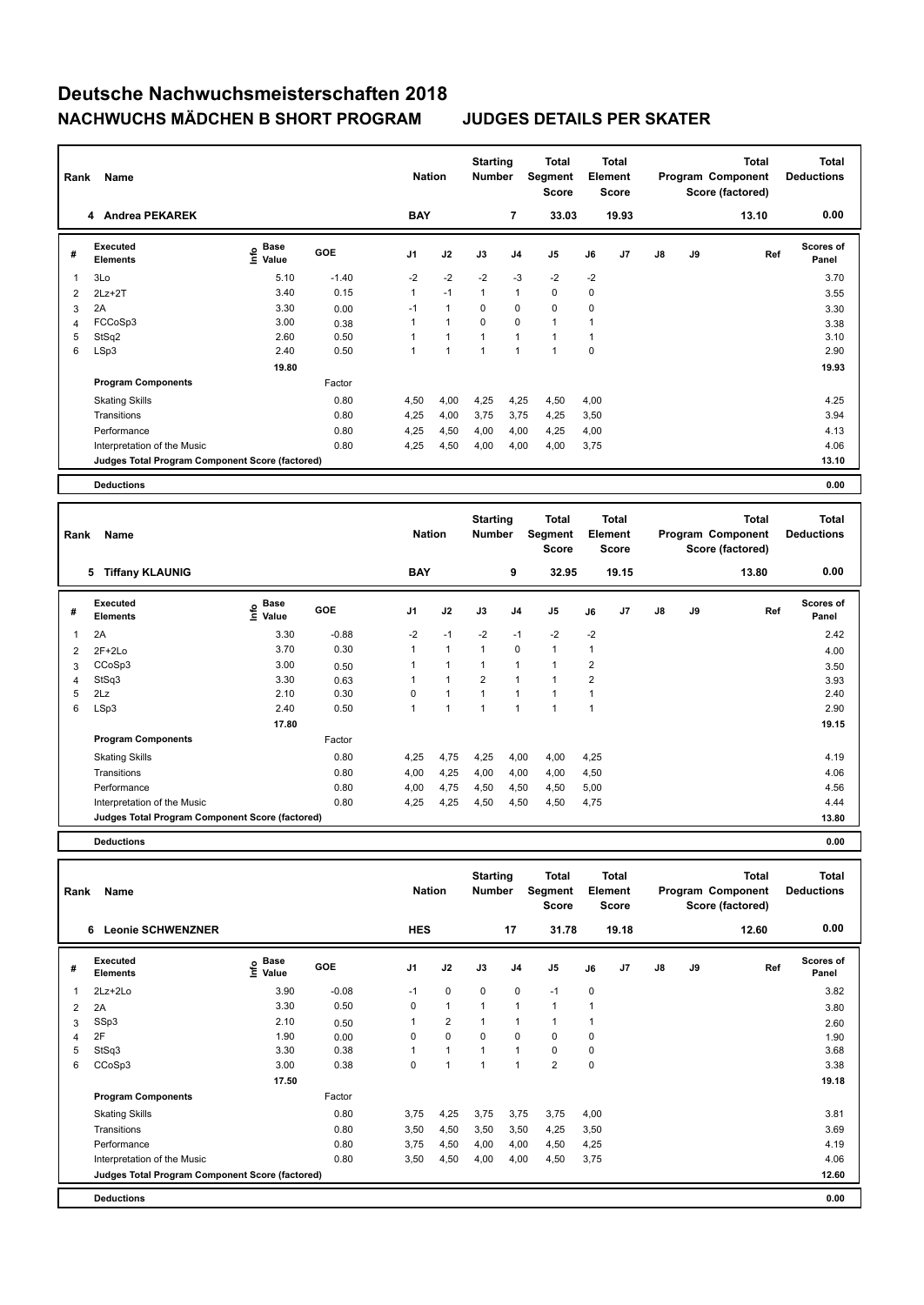# Deutsche Nachwuchsmeisterschaften 2018

## NACHWUCHS MÄDCHEN B SHORT PROGRAM JUDGES DETAILS PER SKATER

| Rank | Name | Nation | Starting Number | Total Segment Score | Total Element Score | Total Program Component Score (factored) | Total Deductions |
|---|---|---|---|---|---|---|---|
| 4 | Andrea PEKAREK | BAY | 7 | 33.03 | 19.93 | 13.10 | 0.00 |

| # | Executed Elements | Info | Base Value | GOE | J1 | J2 | J3 | J4 | J5 | J6 | J7 | J8 | J9 | Ref | Scores of Panel |
|---|---|---|---|---|---|---|---|---|---|---|---|---|---|---|---|
| 1 | 3Lo | | 5.10 | -1.40 | -2 | -2 | -2 | -3 | -2 | -2 | | | | | 3.70 |
| 2 | 2Lz+2T | | 3.40 | 0.15 | 1 | -1 | 1 | 1 | 0 | 0 | | | | | 3.55 |
| 3 | 2A | | 3.30 | 0.00 | -1 | 1 | 0 | 0 | 0 | 0 | | | | | 3.30 |
| 4 | FCCoSp3 | | 3.00 | 0.38 | 1 | 1 | 0 | 0 | 1 | 1 | | | | | 3.38 |
| 5 | StSq2 | | 2.60 | 0.50 | 1 | 1 | 1 | 1 | 1 | 1 | | | | | 3.10 |
| 6 | LSp3 | | 2.40 | 0.50 | 1 | 1 | 1 | 1 | 1 | 0 | | | | | 2.90 |
| | | | 19.80 | | | | | | | | | | | | 19.93 |
| | **Program Components** | | | Factor | | | | | | | | | | | |
| | Skating Skills | | | 0.80 | 4,50 | 4,00 | 4,25 | 4,25 | 4,50 | 4,00 | | | | | 4.25 |
| | Transitions | | | 0.80 | 4,25 | 4,00 | 3,75 | 3,75 | 4,25 | 3,50 | | | | | 3.94 |
| | Performance | | | 0.80 | 4,25 | 4,50 | 4,00 | 4,00 | 4,25 | 4,00 | | | | | 4.13 |
| | Interpretation of the Music | | | 0.80 | 4,25 | 4,50 | 4,00 | 4,00 | 4,00 | 3,75 | | | | | 4.06 |
| | **Judges Total Program Component Score (factored)** | | | | | | | | | | | | | | 13.10 |
| | **Deductions** | | | | | | | | | | | | | | 0.00 |

| Rank | Name | Nation | Starting Number | Total Segment Score | Total Element Score | Total Program Component Score (factored) | Total Deductions |
|---|---|---|---|---|---|---|---|
| 5 | Tiffany KLAUNIG | BAY | 9 | 32.95 | 19.15 | 13.80 | 0.00 |

| # | Executed Elements | Info | Base Value | GOE | J1 | J2 | J3 | J4 | J5 | J6 | J7 | J8 | J9 | Ref | Scores of Panel |
|---|---|---|---|---|---|---|---|---|---|---|---|---|---|---|---|
| 1 | 2A | | 3.30 | -0.88 | -2 | -1 | -2 | -1 | -2 | -2 | | | | | 2.42 |
| 2 | 2F+2Lo | | 3.70 | 0.30 | 1 | 1 | 1 | 0 | 1 | 1 | | | | | 4.00 |
| 3 | CCoSp3 | | 3.00 | 0.50 | 1 | 1 | 1 | 1 | 1 | 2 | | | | | 3.50 |
| 4 | StSq3 | | 3.30 | 0.63 | 1 | 1 | 2 | 1 | 1 | 2 | | | | | 3.93 |
| 5 | 2Lz | | 2.10 | 0.30 | 0 | 1 | 1 | 1 | 1 | 1 | | | | | 2.40 |
| 6 | LSp3 | | 2.40 | 0.50 | 1 | 1 | 1 | 1 | 1 | 1 | | | | | 2.90 |
| | | | 17.80 | | | | | | | | | | | | 19.15 |
| | **Program Components** | | | Factor | | | | | | | | | | | |
| | Skating Skills | | | 0.80 | 4,25 | 4,75 | 4,25 | 4,00 | 4,00 | 4,25 | | | | | 4.19 |
| | Transitions | | | 0.80 | 4,00 | 4,25 | 4,00 | 4,00 | 4,00 | 4,50 | | | | | 4.06 |
| | Performance | | | 0.80 | 4,00 | 4,75 | 4,50 | 4,50 | 4,50 | 5,00 | | | | | 4.56 |
| | Interpretation of the Music | | | 0.80 | 4,25 | 4,25 | 4,50 | 4,50 | 4,50 | 4,75 | | | | | 4.44 |
| | **Judges Total Program Component Score (factored)** | | | | | | | | | | | | | | 13.80 |
| | **Deductions** | | | | | | | | | | | | | | 0.00 |

| Rank | Name | Nation | Starting Number | Total Segment Score | Total Element Score | Total Program Component Score (factored) | Total Deductions |
|---|---|---|---|---|---|---|---|
| 6 | Leonie SCHWENZNER | HES | 17 | 31.78 | 19.18 | 12.60 | 0.00 |

| # | Executed Elements | Info | Base Value | GOE | J1 | J2 | J3 | J4 | J5 | J6 | J7 | J8 | J9 | Ref | Scores of Panel |
|---|---|---|---|---|---|---|---|---|---|---|---|---|---|---|---|
| 1 | 2Lz+2Lo | | 3.90 | -0.08 | -1 | 0 | 0 | 0 | -1 | 0 | | | | | 3.82 |
| 2 | 2A | | 3.30 | 0.50 | 0 | 1 | 1 | 1 | 1 | 1 | | | | | 3.80 |
| 3 | SSp3 | | 2.10 | 0.50 | 1 | 2 | 1 | 1 | 1 | 1 | | | | | 2.60 |
| 4 | 2F | | 1.90 | 0.00 | 0 | 0 | 0 | 0 | 0 | 0 | | | | | 1.90 |
| 5 | StSq3 | | 3.30 | 0.38 | 1 | 1 | 1 | 1 | 0 | 0 | | | | | 3.68 |
| 6 | CCoSp3 | | 3.00 | 0.38 | 0 | 1 | 1 | 1 | 2 | 0 | | | | | 3.38 |
| | | | 17.50 | | | | | | | | | | | | 19.18 |
| | **Program Components** | | | Factor | | | | | | | | | | | |
| | Skating Skills | | | 0.80 | 3,75 | 4,25 | 3,75 | 3,75 | 3,75 | 4,00 | | | | | 3.81 |
| | Transitions | | | 0.80 | 3,50 | 4,50 | 3,50 | 3,50 | 4,25 | 3,50 | | | | | 3.69 |
| | Performance | | | 0.80 | 3,75 | 4,50 | 4,00 | 4,00 | 4,50 | 4,25 | | | | | 4.19 |
| | Interpretation of the Music | | | 0.80 | 3,50 | 4,50 | 4,00 | 4,00 | 4,50 | 3,75 | | | | | 4.06 |
| | **Judges Total Program Component Score (factored)** | | | | | | | | | | | | | | 12.60 |
| | **Deductions** | | | | | | | | | | | | | | 0.00 |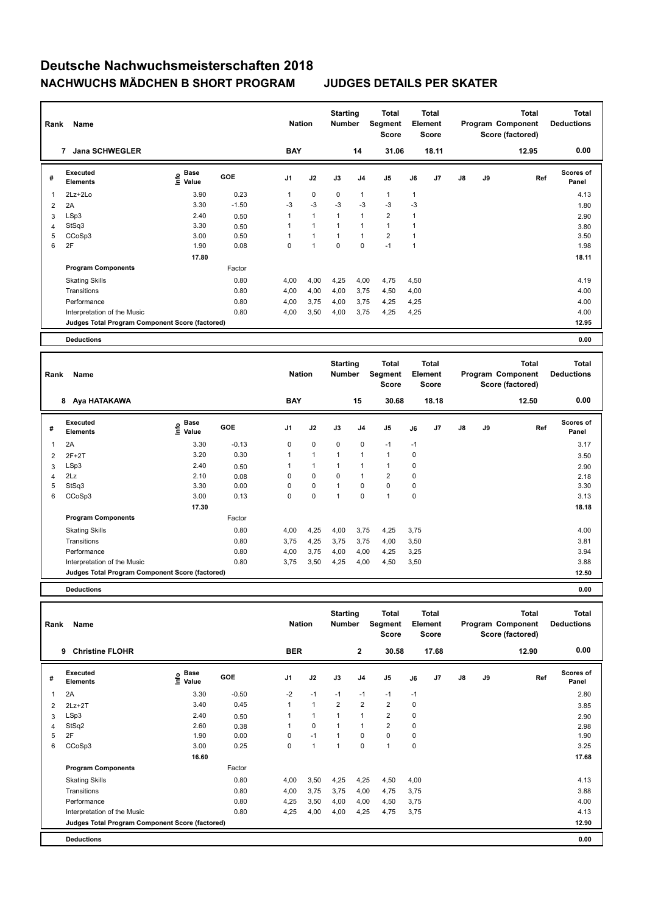# Deutsche Nachwuchsmeisterschaften 2018

## NACHWUCHS MÄDCHEN B SHORT PROGRAM — JUDGES DETAILS PER SKATER

| Rank | Name | Nation | Starting Number | Total Segment Score | Total Element Score | Total Program Component Score (factored) | Total Deductions |
|---|---|---|---|---|---|---|---|
| 7 | Jana SCHWEGLER | BAY | 14 | 31.06 | 18.11 | 12.95 | 0.00 |

| # | Executed Elements | Info | Base Value | GOE | J1 | J2 | J3 | J4 | J5 | J6 | J7 | J8 | J9 | Ref | Scores of Panel |
|---|---|---|---|---|---|---|---|---|---|---|---|---|---|---|---|
| 1 | 2Lz+2Lo | | 3.90 | 0.23 | 1 | 0 | 0 | 1 | 1 | 1 | | | | | 4.13 |
| 2 | 2A | | 3.30 | -1.50 | -3 | -3 | -3 | -3 | -3 | -3 | | | | | 1.80 |
| 3 | LSp3 | | 2.40 | 0.50 | 1 | 1 | 1 | 1 | 2 | 1 | | | | | 2.90 |
| 4 | StSq3 | | 3.30 | 0.50 | 1 | 1 | 1 | 1 | 1 | 1 | | | | | 3.80 |
| 5 | CCoSp3 | | 3.00 | 0.50 | 1 | 1 | 1 | 1 | 2 | 1 | | | | | 3.50 |
| 6 | 2F | | 1.90 | 0.08 | 0 | 1 | 0 | 0 | -1 | 1 | | | | | 1.98 |
| | | | 17.80 | | | | | | | | | | | | 18.11 |
| | **Program Components** | | | Factor | | | | | | | | | | | |
| | Skating Skills | | | 0.80 | 4,00 | 4,00 | 4,25 | 4,00 | 4,75 | 4,50 | | | | | 4.19 |
| | Transitions | | | 0.80 | 4,00 | 4,00 | 4,00 | 3,75 | 4,50 | 4,00 | | | | | 4.00 |
| | Performance | | | 0.80 | 4,00 | 3,75 | 4,00 | 3,75 | 4,25 | 4,25 | | | | | 4.00 |
| | Interpretation of the Music | | | 0.80 | 4,00 | 3,50 | 4,00 | 3,75 | 4,25 | 4,25 | | | | | 4.00 |
| | **Judges Total Program Component Score (factored)** | | | | | | | | | | | | | | 12.95 |
| | **Deductions** | | | | | | | | | | | | | | 0.00 |

| Rank | Name | Nation | Starting Number | Total Segment Score | Total Element Score | Total Program Component Score (factored) | Total Deductions |
|---|---|---|---|---|---|---|---|
| 8 | Aya HATAKAWA | BAY | 15 | 30.68 | 18.18 | 12.50 | 0.00 |

| # | Executed Elements | Info | Base Value | GOE | J1 | J2 | J3 | J4 | J5 | J6 | J7 | J8 | J9 | Ref | Scores of Panel |
|---|---|---|---|---|---|---|---|---|---|---|---|---|---|---|---|
| 1 | 2A | | 3.30 | -0.13 | 0 | 0 | 0 | 0 | -1 | -1 | | | | | 3.17 |
| 2 | 2F+2T | | 3.20 | 0.30 | 1 | 1 | 1 | 1 | 1 | 0 | | | | | 3.50 |
| 3 | LSp3 | | 2.40 | 0.50 | 1 | 1 | 1 | 1 | 1 | 0 | | | | | 2.90 |
| 4 | 2Lz | | 2.10 | 0.08 | 0 | 0 | 0 | 1 | 2 | 0 | | | | | 2.18 |
| 5 | StSq3 | | 3.30 | 0.00 | 0 | 0 | 1 | 0 | 0 | 0 | | | | | 3.30 |
| 6 | CCoSp3 | | 3.00 | 0.13 | 0 | 0 | 1 | 0 | 1 | 0 | | | | | 3.13 |
| | | | 17.30 | | | | | | | | | | | | 18.18 |
| | **Program Components** | | | Factor | | | | | | | | | | | |
| | Skating Skills | | | 0.80 | 4,00 | 4,25 | 4,00 | 3,75 | 4,25 | 3,75 | | | | | 4.00 |
| | Transitions | | | 0.80 | 3,75 | 4,25 | 3,75 | 3,75 | 4,00 | 3,50 | | | | | 3.81 |
| | Performance | | | 0.80 | 4,00 | 3,75 | 4,00 | 4,00 | 4,25 | 3,25 | | | | | 3.94 |
| | Interpretation of the Music | | | 0.80 | 3,75 | 3,50 | 4,25 | 4,00 | 4,50 | 3,50 | | | | | 3.88 |
| | **Judges Total Program Component Score (factored)** | | | | | | | | | | | | | | 12.50 |
| | **Deductions** | | | | | | | | | | | | | | 0.00 |

| Rank | Name | Nation | Starting Number | Total Segment Score | Total Element Score | Total Program Component Score (factored) | Total Deductions |
|---|---|---|---|---|---|---|---|
| 9 | Christine FLOHR | BER | 2 | 30.58 | 17.68 | 12.90 | 0.00 |

| # | Executed Elements | Info | Base Value | GOE | J1 | J2 | J3 | J4 | J5 | J6 | J7 | J8 | J9 | Ref | Scores of Panel |
|---|---|---|---|---|---|---|---|---|---|---|---|---|---|---|---|
| 1 | 2A | | 3.30 | -0.50 | -2 | -1 | -1 | -1 | -1 | -1 | | | | | 2.80 |
| 2 | 2Lz+2T | | 3.40 | 0.45 | 1 | 1 | 2 | 2 | 2 | 0 | | | | | 3.85 |
| 3 | LSp3 | | 2.40 | 0.50 | 1 | 1 | 1 | 1 | 2 | 0 | | | | | 2.90 |
| 4 | StSq2 | | 2.60 | 0.38 | 1 | 0 | 1 | 1 | 2 | 0 | | | | | 2.98 |
| 5 | 2F | | 1.90 | 0.00 | 0 | -1 | 1 | 0 | 0 | 0 | | | | | 1.90 |
| 6 | CCoSp3 | | 3.00 | 0.25 | 0 | 1 | 1 | 0 | 1 | 0 | | | | | 3.25 |
| | | | 16.60 | | | | | | | | | | | | 17.68 |
| | **Program Components** | | | Factor | | | | | | | | | | | |
| | Skating Skills | | | 0.80 | 4,00 | 3,50 | 4,25 | 4,25 | 4,50 | 4,00 | | | | | 4.13 |
| | Transitions | | | 0.80 | 4,00 | 3,75 | 3,75 | 4,00 | 4,75 | 3,75 | | | | | 3.88 |
| | Performance | | | 0.80 | 4,25 | 3,50 | 4,00 | 4,00 | 4,50 | 3,75 | | | | | 4.00 |
| | Interpretation of the Music | | | 0.80 | 4,25 | 4,00 | 4,00 | 4,25 | 4,75 | 3,75 | | | | | 4.13 |
| | **Judges Total Program Component Score (factored)** | | | | | | | | | | | | | | 12.90 |
| | **Deductions** | | | | | | | | | | | | | | 0.00 |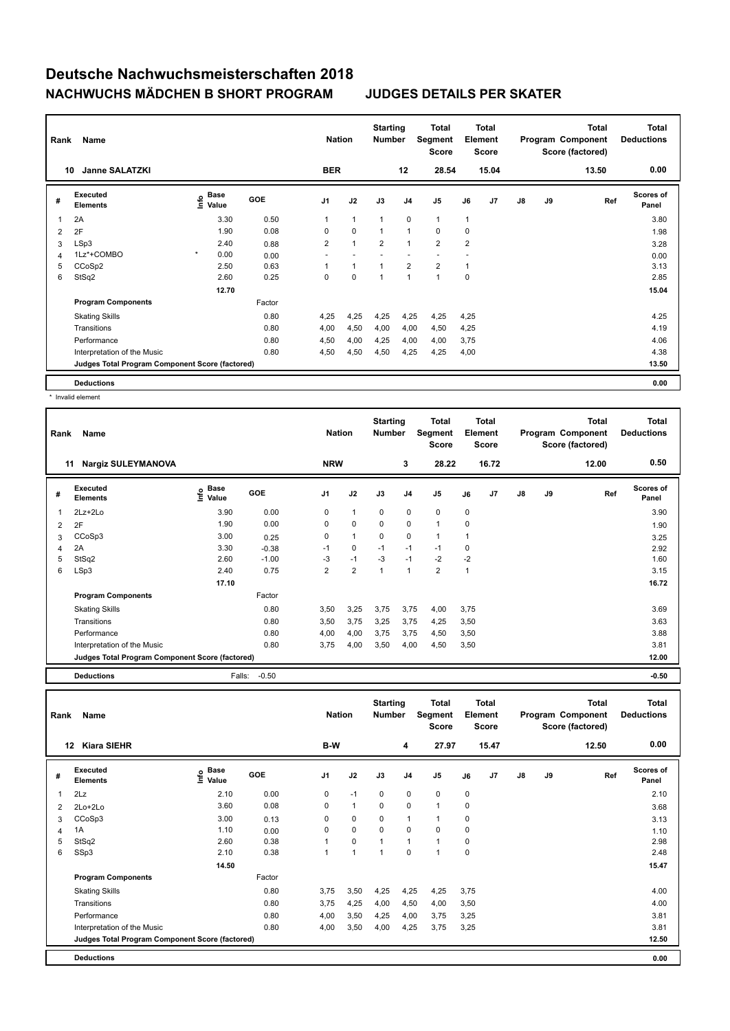# Deutsche Nachwuchsmeisterschaften 2018

## NACHWUCHS MÄDCHEN B SHORT PROGRAM　　JUDGES DETAILS PER SKATER

| Rank | Name | Nation | Starting Number | Total Segment Score | Total Element Score | Total Program Component Score (factored) | Total Deductions |
|---|---|---|---|---|---|---|---|
| 10 | Janne SALATZKI | BER | 12 | 28.54 | 15.04 | 13.50 | 0.00 |

| # | Executed Elements | Info | Base Value | GOE | J1 | J2 | J3 | J4 | J5 | J6 | J7 | J8 | J9 | Ref | Scores of Panel |
|---|---|---|---|---|---|---|---|---|---|---|---|---|---|---|---|
| 1 | 2A | | 3.30 | 0.50 | 1 | 1 | 1 | 0 | 1 | 1 | | | | | 3.80 |
| 2 | 2F | | 1.90 | 0.08 | 0 | 0 | 1 | 1 | 0 | 0 | | | | | 1.98 |
| 3 | LSp3 | | 2.40 | 0.88 | 2 | 1 | 2 | 1 | 2 | 2 | | | | | 3.28 |
| 4 | 1Lz*+COMBO | * | 0.00 | 0.00 | - | - | - | - | - | - | | | | | 0.00 |
| 5 | CCoSp2 | | 2.50 | 0.63 | 1 | 1 | 1 | 2 | 2 | 1 | | | | | 3.13 |
| 6 | StSq2 | | 2.60 | 0.25 | 0 | 0 | 1 | 1 | 1 | 0 | | | | | 2.85 |
| | | | 12.70 | | | | | | | | | | | | 15.04 |
| | **Program Components** | | | Factor | | | | | | | | | | | |
| | Skating Skills | | | 0.80 | 4,25 | 4,25 | 4,25 | 4,25 | 4,25 | 4,25 | | | | | 4.25 |
| | Transitions | | | 0.80 | 4,00 | 4,50 | 4,00 | 4,00 | 4,50 | 4,25 | | | | | 4.19 |
| | Performance | | | 0.80 | 4,50 | 4,00 | 4,25 | 4,00 | 4,00 | 3,75 | | | | | 4.06 |
| | Interpretation of the Music | | | 0.80 | 4,50 | 4,50 | 4,50 | 4,25 | 4,25 | 4,00 | | | | | 4.38 |
| | **Judges Total Program Component Score (factored)** | | | | | | | | | | | | | | 13.50 |
| | **Deductions** | | | | | | | | | | | | | | 0.00 |

\* Invalid element

| Rank | Name | Nation | Starting Number | Total Segment Score | Total Element Score | Total Program Component Score (factored) | Total Deductions |
|---|---|---|---|---|---|---|---|
| 11 | Nargiz SULEYMANOVA | NRW | 3 | 28.22 | 16.72 | 12.00 | 0.50 |

| # | Executed Elements | Info | Base Value | GOE | J1 | J2 | J3 | J4 | J5 | J6 | J7 | J8 | J9 | Ref | Scores of Panel |
|---|---|---|---|---|---|---|---|---|---|---|---|---|---|---|---|
| 1 | 2Lz+2Lo | | 3.90 | 0.00 | 0 | 1 | 0 | 0 | 0 | 0 | | | | | 3.90 |
| 2 | 2F | | 1.90 | 0.00 | 0 | 0 | 0 | 0 | 1 | 0 | | | | | 1.90 |
| 3 | CCoSp3 | | 3.00 | 0.25 | 0 | 1 | 0 | 0 | 1 | 1 | | | | | 3.25 |
| 4 | 2A | | 3.30 | -0.38 | -1 | 0 | -1 | -1 | -1 | 0 | | | | | 2.92 |
| 5 | StSq2 | | 2.60 | -1.00 | -3 | -1 | -3 | -1 | -2 | -2 | | | | | 1.60 |
| 6 | LSp3 | | 2.40 | 0.75 | 2 | 2 | 1 | 1 | 2 | 1 | | | | | 3.15 |
| | | | 17.10 | | | | | | | | | | | | 16.72 |
| | **Program Components** | | | Factor | | | | | | | | | | | |
| | Skating Skills | | | 0.80 | 3,50 | 3,25 | 3,75 | 3,75 | 4,00 | 3,75 | | | | | 3.69 |
| | Transitions | | | 0.80 | 3,50 | 3,75 | 3,25 | 3,75 | 4,25 | 3,50 | | | | | 3.63 |
| | Performance | | | 0.80 | 4,00 | 4,00 | 3,75 | 3,75 | 4,50 | 3,50 | | | | | 3.88 |
| | Interpretation of the Music | | | 0.80 | 3,75 | 4,00 | 3,50 | 4,00 | 4,50 | 3,50 | | | | | 3.81 |
| | **Judges Total Program Component Score (factored)** | | | | | | | | | | | | | | 12.00 |
| | **Deductions** | | | Falls: -0.50 | | | | | | | | | | | -0.50 |

| Rank | Name | Nation | Starting Number | Total Segment Score | Total Element Score | Total Program Component Score (factored) | Total Deductions |
|---|---|---|---|---|---|---|---|
| 12 | Kiara SIEHR | B-W | 4 | 27.97 | 15.47 | 12.50 | 0.00 |

| # | Executed Elements | Info | Base Value | GOE | J1 | J2 | J3 | J4 | J5 | J6 | J7 | J8 | J9 | Ref | Scores of Panel |
|---|---|---|---|---|---|---|---|---|---|---|---|---|---|---|---|
| 1 | 2Lz | | 2.10 | 0.00 | 0 | -1 | 0 | 0 | 0 | 0 | | | | | 2.10 |
| 2 | 2Lo+2Lo | | 3.60 | 0.08 | 0 | 1 | 0 | 0 | 1 | 0 | | | | | 3.68 |
| 3 | CCoSp3 | | 3.00 | 0.13 | 0 | 0 | 0 | 1 | 1 | 0 | | | | | 3.13 |
| 4 | 1A | | 1.10 | 0.00 | 0 | 0 | 0 | 0 | 0 | 0 | | | | | 1.10 |
| 5 | StSq2 | | 2.60 | 0.38 | 1 | 0 | 1 | 1 | 1 | 0 | | | | | 2.98 |
| 6 | SSp3 | | 2.10 | 0.38 | 1 | 1 | 1 | 0 | 1 | 0 | | | | | 2.48 |
| | | | 14.50 | | | | | | | | | | | | 15.47 |
| | **Program Components** | | | Factor | | | | | | | | | | | |
| | Skating Skills | | | 0.80 | 3,75 | 3,50 | 4,25 | 4,25 | 4,25 | 3,75 | | | | | 4.00 |
| | Transitions | | | 0.80 | 3,75 | 4,25 | 4,00 | 4,50 | 4,00 | 3,50 | | | | | 4.00 |
| | Performance | | | 0.80 | 4,00 | 3,50 | 4,25 | 4,00 | 3,75 | 3,25 | | | | | 3.81 |
| | Interpretation of the Music | | | 0.80 | 4,00 | 3,50 | 4,00 | 4,25 | 3,75 | 3,25 | | | | | 3.81 |
| | **Judges Total Program Component Score (factored)** | | | | | | | | | | | | | | 12.50 |
| | **Deductions** | | | | | | | | | | | | | | 0.00 |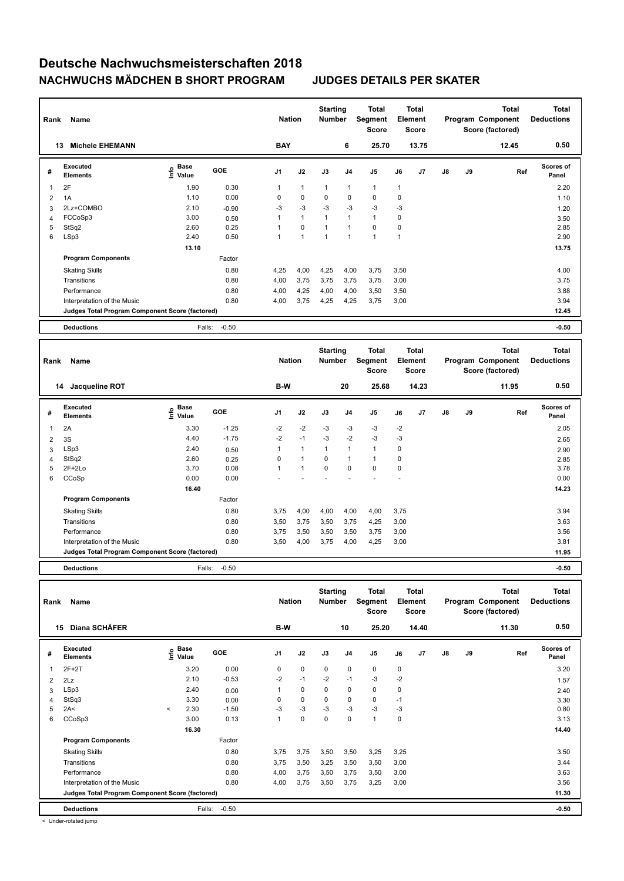# Deutsche Nachwuchsmeisterschaften 2018

## NACHWUCHS MÄDCHEN B SHORT PROGRAM — JUDGES DETAILS PER SKATER

| Rank | Name | Nation | Starting Number | Total Segment Score | Total Element Score | Total Program Component Score (factored) | Total Deductions |
|---|---|---|---|---|---|---|---|
| 13 | Michele EHEMANN | BAY | 6 | 25.70 | 13.75 | 12.45 | 0.50 |

| # | Executed Elements | Info | Base Value | GOE | J1 | J2 | J3 | J4 | J5 | J6 | J7 | J8 | J9 | Ref | Scores of Panel |
|---|---|---|---|---|---|---|---|---|---|---|---|---|---|---|---|
| 1 | 2F | | 1.90 | 0.30 | 1 | 1 | 1 | 1 | 1 | 1 | | | | | 2.20 |
| 2 | 1A | | 1.10 | 0.00 | 0 | 0 | 0 | 0 | 0 | 0 | | | | | 1.10 |
| 3 | 2Lz+COMBO | | 2.10 | -0.90 | -3 | -3 | -3 | -3 | -3 | -3 | | | | | 1.20 |
| 4 | FCCoSp3 | | 3.00 | 0.50 | 1 | 1 | 1 | 1 | 1 | 0 | | | | | 3.50 |
| 5 | StSq2 | | 2.60 | 0.25 | 1 | 0 | 1 | 1 | 0 | 0 | | | | | 2.85 |
| 6 | LSp3 | | 2.40 | 0.50 | 1 | 1 | 1 | 1 | 1 | 1 | | | | | 2.90 |
| | | | 13.10 | | | | | | | | | | | | 13.75 |

| Program Components | Factor | J1 | J2 | J3 | J4 | J5 | J6 | J7 | J8 | J9 | Scores of Panel |
|---|---|---|---|---|---|---|---|---|---|---|---|
| Skating Skills | 0.80 | 4,25 | 4,00 | 4,25 | 4,00 | 3,75 | 3,50 | | | | 4.00 |
| Transitions | 0.80 | 4,00 | 3,75 | 3,75 | 3,75 | 3,75 | 3,00 | | | | 3.75 |
| Performance | 0.80 | 4,00 | 4,25 | 4,00 | 4,00 | 3,50 | 3,50 | | | | 3.88 |
| Interpretation of the Music | 0.80 | 4,00 | 3,75 | 4,25 | 4,25 | 3,75 | 3,00 | | | | 3.94 |
| Judges Total Program Component Score (factored) | | | | | | | | | | | 12.45 |

| Deductions | Falls: -0.50 | -0.50 |
|---|---|---|

| Rank | Name | Nation | Starting Number | Total Segment Score | Total Element Score | Total Program Component Score (factored) | Total Deductions |
|---|---|---|---|---|---|---|---|
| 14 | Jacqueline ROT | B-W | 20 | 25.68 | 14.23 | 11.95 | 0.50 |

| # | Executed Elements | Info | Base Value | GOE | J1 | J2 | J3 | J4 | J5 | J6 | J7 | J8 | J9 | Ref | Scores of Panel |
|---|---|---|---|---|---|---|---|---|---|---|---|---|---|---|---|
| 1 | 2A | | 3.30 | -1.25 | -2 | -2 | -3 | -3 | -3 | -2 | | | | | 2.05 |
| 2 | 3S | | 4.40 | -1.75 | -2 | -1 | -3 | -2 | -3 | -3 | | | | | 2.65 |
| 3 | LSp3 | | 2.40 | 0.50 | 1 | 1 | 1 | 1 | 1 | 0 | | | | | 2.90 |
| 4 | StSq2 | | 2.60 | 0.25 | 0 | 1 | 0 | 1 | 1 | 0 | | | | | 2.85 |
| 5 | 2F+2Lo | | 3.70 | 0.08 | 1 | 1 | 0 | 0 | 0 | 0 | | | | | 3.78 |
| 6 | CCoSp | | 0.00 | 0.00 | - | - | - | - | - | - | | | | | 0.00 |
| | | | 16.40 | | | | | | | | | | | | 14.23 |

| Program Components | Factor | J1 | J2 | J3 | J4 | J5 | J6 | J7 | J8 | J9 | Scores of Panel |
|---|---|---|---|---|---|---|---|---|---|---|---|
| Skating Skills | 0.80 | 3,75 | 4,00 | 4,00 | 4,00 | 4,00 | 3,75 | | | | 3.94 |
| Transitions | 0.80 | 3,50 | 3,75 | 3,50 | 3,75 | 4,25 | 3,00 | | | | 3.63 |
| Performance | 0.80 | 3,75 | 3,50 | 3,50 | 3,50 | 3,75 | 3,00 | | | | 3.56 |
| Interpretation of the Music | 0.80 | 3,50 | 4,00 | 3,75 | 4,00 | 4,25 | 3,00 | | | | 3.81 |
| Judges Total Program Component Score (factored) | | | | | | | | | | | 11.95 |

| Deductions | Falls: -0.50 | -0.50 |
|---|---|---|

| Rank | Name | Nation | Starting Number | Total Segment Score | Total Element Score | Total Program Component Score (factored) | Total Deductions |
|---|---|---|---|---|---|---|---|
| 15 | Diana SCHÄFER | B-W | 10 | 25.20 | 14.40 | 11.30 | 0.50 |

| # | Executed Elements | Info | Base Value | GOE | J1 | J2 | J3 | J4 | J5 | J6 | J7 | J8 | J9 | Ref | Scores of Panel |
|---|---|---|---|---|---|---|---|---|---|---|---|---|---|---|---|
| 1 | 2F+2T | | 3.20 | 0.00 | 0 | 0 | 0 | 0 | 0 | 0 | | | | | 3.20 |
| 2 | 2Lz | | 2.10 | -0.53 | -2 | -1 | -2 | -1 | -3 | -2 | | | | | 1.57 |
| 3 | LSp3 | | 2.40 | 0.00 | 1 | 0 | 0 | 0 | 0 | 0 | | | | | 2.40 |
| 4 | StSq3 | | 3.30 | 0.00 | 0 | 0 | 0 | 0 | 0 | -1 | | | | | 3.30 |
| 5 | 2A< | < | 2.30 | -1.50 | -3 | -3 | -3 | -3 | -3 | -3 | | | | | 0.80 |
| 6 | CCoSp3 | | 3.00 | 0.13 | 1 | 0 | 0 | 0 | 1 | 0 | | | | | 3.13 |
| | | | 16.30 | | | | | | | | | | | | 14.40 |

| Program Components | Factor | J1 | J2 | J3 | J4 | J5 | J6 | J7 | J8 | J9 | Scores of Panel |
|---|---|---|---|---|---|---|---|---|---|---|---|
| Skating Skills | 0.80 | 3,75 | 3,75 | 3,50 | 3,50 | 3,25 | 3,25 | | | | 3.50 |
| Transitions | 0.80 | 3,75 | 3,50 | 3,25 | 3,50 | 3,50 | 3,00 | | | | 3.44 |
| Performance | 0.80 | 4,00 | 3,75 | 3,50 | 3,75 | 3,50 | 3,00 | | | | 3.63 |
| Interpretation of the Music | 0.80 | 4,00 | 3,75 | 3,50 | 3,75 | 3,25 | 3,00 | | | | 3.56 |
| Judges Total Program Component Score (factored) | | | | | | | | | | | 11.30 |

| Deductions | Falls: -0.50 | -0.50 |
|---|---|---|

< Under-rotated jump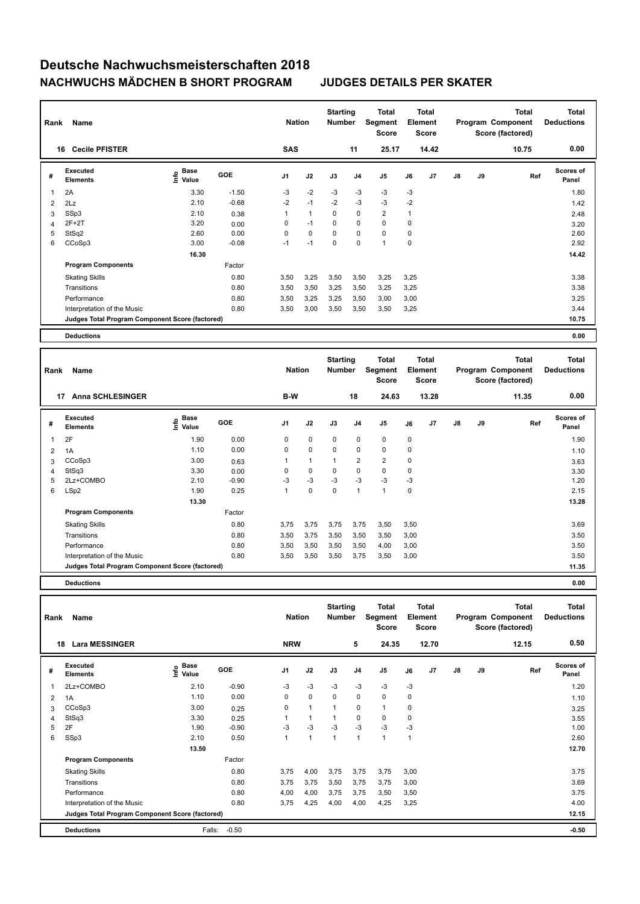# Deutsche Nachwuchsmeisterschaften 2018

## NACHWUCHS MÄDCHEN B SHORT PROGRAM — JUDGES DETAILS PER SKATER

| Rank | Name | Nation | Starting Number | Total Segment Score | Total Element Score | Total Program Component Score (factored) | Total Deductions |
|---|---|---|---|---|---|---|---|
| 16 | Cecile PFISTER | SAS | 11 | 25.17 | 14.42 | 10.75 | 0.00 |

| # | Executed Elements | Info | Base Value | GOE | J1 | J2 | J3 | J4 | J5 | J6 | J7 | J8 | J9 | Ref | Scores of Panel |
|---|---|---|---|---|---|---|---|---|---|---|---|---|---|---|---|
| 1 | 2A | | 3.30 | -1.50 | -3 | -2 | -3 | -3 | -3 | -3 | | | | | 1.80 |
| 2 | 2Lz | | 2.10 | -0.68 | -2 | -1 | -2 | -3 | -3 | -2 | | | | | 1.42 |
| 3 | SSp3 | | 2.10 | 0.38 | 1 | 1 | 0 | 0 | 2 | 1 | | | | | 2.48 |
| 4 | 2F+2T | | 3.20 | 0.00 | 0 | -1 | 0 | 0 | 0 | 0 | | | | | 3.20 |
| 5 | StSq2 | | 2.60 | 0.00 | 0 | 0 | 0 | 0 | 0 | 0 | | | | | 2.60 |
| 6 | CCoSp3 | | 3.00 | -0.08 | -1 | -1 | 0 | 0 | 1 | 0 | | | | | 2.92 |
| | | | 16.30 | | | | | | | | | | | | 14.42 |
| | **Program Components** | | | Factor | | | | | | | | | | | |
| | Skating Skills | | | 0.80 | 3,50 | 3,25 | 3,50 | 3,50 | 3,25 | 3,25 | | | | | 3.38 |
| | Transitions | | | 0.80 | 3,50 | 3,50 | 3,25 | 3,50 | 3,25 | 3,25 | | | | | 3.38 |
| | Performance | | | 0.80 | 3,50 | 3,25 | 3,25 | 3,50 | 3,00 | 3,00 | | | | | 3.25 |
| | Interpretation of the Music | | | 0.80 | 3,50 | 3,00 | 3,50 | 3,50 | 3,50 | 3,25 | | | | | 3.44 |
| | **Judges Total Program Component Score (factored)** | | | | | | | | | | | | | | 10.75 |
| | **Deductions** | | | | | | | | | | | | | | 0.00 |

| Rank | Name | Nation | Starting Number | Total Segment Score | Total Element Score | Total Program Component Score (factored) | Total Deductions |
|---|---|---|---|---|---|---|---|
| 17 | Anna SCHLESINGER | B-W | 18 | 24.63 | 13.28 | 11.35 | 0.00 |

| # | Executed Elements | Info | Base Value | GOE | J1 | J2 | J3 | J4 | J5 | J6 | J7 | J8 | J9 | Ref | Scores of Panel |
|---|---|---|---|---|---|---|---|---|---|---|---|---|---|---|---|
| 1 | 2F | | 1.90 | 0.00 | 0 | 0 | 0 | 0 | 0 | 0 | | | | | 1.90 |
| 2 | 1A | | 1.10 | 0.00 | 0 | 0 | 0 | 0 | 0 | 0 | | | | | 1.10 |
| 3 | CCoSp3 | | 3.00 | 0.63 | 1 | 1 | 1 | 2 | 2 | 0 | | | | | 3.63 |
| 4 | StSq3 | | 3.30 | 0.00 | 0 | 0 | 0 | 0 | 0 | 0 | | | | | 3.30 |
| 5 | 2Lz+COMBO | | 2.10 | -0.90 | -3 | -3 | -3 | -3 | -3 | -3 | | | | | 1.20 |
| 6 | LSp2 | | 1.90 | 0.25 | 1 | 0 | 0 | 1 | 1 | 0 | | | | | 2.15 |
| | | | 13.30 | | | | | | | | | | | | 13.28 |
| | **Program Components** | | | Factor | | | | | | | | | | | |
| | Skating Skills | | | 0.80 | 3,75 | 3,75 | 3,75 | 3,75 | 3,50 | 3,50 | | | | | 3.69 |
| | Transitions | | | 0.80 | 3,50 | 3,75 | 3,50 | 3,50 | 3,50 | 3,00 | | | | | 3.50 |
| | Performance | | | 0.80 | 3,50 | 3,50 | 3,50 | 3,50 | 4,00 | 3,00 | | | | | 3.50 |
| | Interpretation of the Music | | | 0.80 | 3,50 | 3,50 | 3,50 | 3,75 | 3,50 | 3,00 | | | | | 3.50 |
| | **Judges Total Program Component Score (factored)** | | | | | | | | | | | | | | 11.35 |
| | **Deductions** | | | | | | | | | | | | | | 0.00 |

| Rank | Name | Nation | Starting Number | Total Segment Score | Total Element Score | Total Program Component Score (factored) | Total Deductions |
|---|---|---|---|---|---|---|---|
| 18 | Lara MESSINGER | NRW | 5 | 24.35 | 12.70 | 12.15 | 0.50 |

| # | Executed Elements | Info | Base Value | GOE | J1 | J2 | J3 | J4 | J5 | J6 | J7 | J8 | J9 | Ref | Scores of Panel |
|---|---|---|---|---|---|---|---|---|---|---|---|---|---|---|---|
| 1 | 2Lz+COMBO | | 2.10 | -0.90 | -3 | -3 | -3 | -3 | -3 | -3 | | | | | 1.20 |
| 2 | 1A | | 1.10 | 0.00 | 0 | 0 | 0 | 0 | 0 | 0 | | | | | 1.10 |
| 3 | CCoSp3 | | 3.00 | 0.25 | 0 | 1 | 1 | 0 | 1 | 0 | | | | | 3.25 |
| 4 | StSq3 | | 3.30 | 0.25 | 1 | 1 | 1 | 0 | 0 | 0 | | | | | 3.55 |
| 5 | 2F | | 1.90 | -0.90 | -3 | -3 | -3 | -3 | -3 | -3 | | | | | 1.00 |
| 6 | SSp3 | | 2.10 | 0.50 | 1 | 1 | 1 | 1 | 1 | 1 | | | | | 2.60 |
| | | | 13.50 | | | | | | | | | | | | 12.70 |
| | **Program Components** | | | Factor | | | | | | | | | | | |
| | Skating Skills | | | 0.80 | 3,75 | 4,00 | 3,75 | 3,75 | 3,75 | 3,00 | | | | | 3.75 |
| | Transitions | | | 0.80 | 3,75 | 3,75 | 3,50 | 3,75 | 3,75 | 3,00 | | | | | 3.69 |
| | Performance | | | 0.80 | 4,00 | 4,00 | 3,75 | 3,75 | 3,50 | 3,50 | | | | | 3.75 |
| | Interpretation of the Music | | | 0.80 | 3,75 | 4,25 | 4,00 | 4,00 | 4,25 | 3,25 | | | | | 4.00 |
| | **Judges Total Program Component Score (factored)** | | | | | | | | | | | | | | 12.15 |
| | **Deductions** | | Falls: | -0.50 | | | | | | | | | | | -0.50 |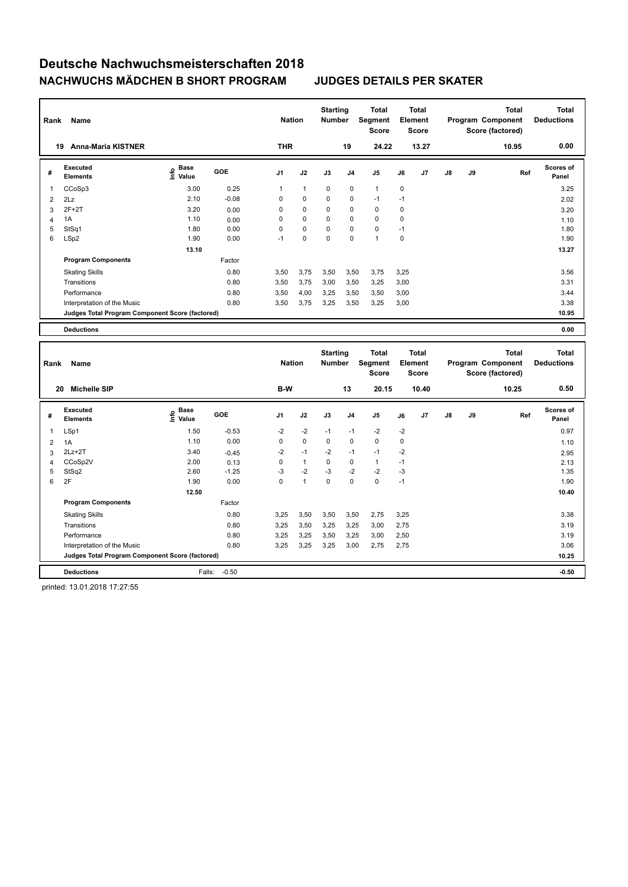# Deutsche Nachwuchsmeisterschaften 2018

## NACHWUCHS MÄDCHEN B SHORT PROGRAM    JUDGES DETAILS PER SKATER

| Rank | Name | Nation | Starting Number | Total Segment Score | Total Element Score | Total Program Component Score (factored) | Total Deductions |
|---|---|---|---|---|---|---|---|
| 19 | Anna-Maria KISTNER | THR | 19 | 24.22 | 13.27 | 10.95 | 0.00 |

| # | Executed Elements | Info | Base Value | GOE | J1 | J2 | J3 | J4 | J5 | J6 | J7 | J8 | J9 | Ref | Scores of Panel |
|---|---|---|---|---|---|---|---|---|---|---|---|---|---|---|---|
| 1 | CCoSp3 | | 3.00 | 0.25 | 1 | 1 | 0 | 0 | 1 | 0 | | | | | 3.25 |
| 2 | 2Lz | | 2.10 | -0.08 | 0 | 0 | 0 | 0 | -1 | -1 | | | | | 2.02 |
| 3 | 2F+2T | | 3.20 | 0.00 | 0 | 0 | 0 | 0 | 0 | 0 | | | | | 3.20 |
| 4 | 1A | | 1.10 | 0.00 | 0 | 0 | 0 | 0 | 0 | 0 | | | | | 1.10 |
| 5 | StSq1 | | 1.80 | 0.00 | 0 | 0 | 0 | 0 | 0 | -1 | | | | | 1.80 |
| 6 | LSp2 | | 1.90 | 0.00 | -1 | 0 | 0 | 0 | 1 | 0 | | | | | 1.90 |
| | | | 13.10 | | | | | | | | | | | | 13.27 |
| | **Program Components** | | | Factor | | | | | | | | | | | |
| | Skating Skills | | | 0.80 | 3,50 | 3,75 | 3,50 | 3,50 | 3,75 | 3,25 | | | | | 3.56 |
| | Transitions | | | 0.80 | 3,50 | 3,75 | 3,00 | 3,50 | 3,25 | 3,00 | | | | | 3.31 |
| | Performance | | | 0.80 | 3,50 | 4,00 | 3,25 | 3,50 | 3,50 | 3,00 | | | | | 3.44 |
| | Interpretation of the Music | | | 0.80 | 3,50 | 3,75 | 3,25 | 3,50 | 3,25 | 3,00 | | | | | 3.38 |
| | **Judges Total Program Component Score (factored)** | | | | | | | | | | | | | | 10.95 |
| | **Deductions** | | | | | | | | | | | | | | 0.00 |

| Rank | Name | Nation | Starting Number | Total Segment Score | Total Element Score | Total Program Component Score (factored) | Total Deductions |
|---|---|---|---|---|---|---|---|
| 20 | Michelle SIP | B-W | 13 | 20.15 | 10.40 | 10.25 | 0.50 |

| # | Executed Elements | Info | Base Value | GOE | J1 | J2 | J3 | J4 | J5 | J6 | J7 | J8 | J9 | Ref | Scores of Panel |
|---|---|---|---|---|---|---|---|---|---|---|---|---|---|---|---|
| 1 | LSp1 | | 1.50 | -0.53 | -2 | -2 | -1 | -1 | -2 | -2 | | | | | 0.97 |
| 2 | 1A | | 1.10 | 0.00 | 0 | 0 | 0 | 0 | 0 | 0 | | | | | 1.10 |
| 3 | 2Lz+2T | | 3.40 | -0.45 | -2 | -1 | -2 | -1 | -1 | -2 | | | | | 2.95 |
| 4 | CCoSp2V | | 2.00 | 0.13 | 0 | 1 | 0 | 0 | 1 | -1 | | | | | 2.13 |
| 5 | StSq2 | | 2.60 | -1.25 | -3 | -2 | -3 | -2 | -2 | -3 | | | | | 1.35 |
| 6 | 2F | | 1.90 | 0.00 | 0 | 1 | 0 | 0 | 0 | -1 | | | | | 1.90 |
| | | | 12.50 | | | | | | | | | | | | 10.40 |
| | **Program Components** | | | Factor | | | | | | | | | | | |
| | Skating Skills | | | 0.80 | 3,25 | 3,50 | 3,50 | 3,50 | 2,75 | 3,25 | | | | | 3.38 |
| | Transitions | | | 0.80 | 3,25 | 3,50 | 3,25 | 3,25 | 3,00 | 2,75 | | | | | 3.19 |
| | Performance | | | 0.80 | 3,25 | 3,25 | 3,50 | 3,25 | 3,00 | 2,50 | | | | | 3.19 |
| | Interpretation of the Music | | | 0.80 | 3,25 | 3,25 | 3,25 | 3,00 | 2,75 | 2,75 | | | | | 3.06 |
| | **Judges Total Program Component Score (factored)** | | | | | | | | | | | | | | 10.25 |
| | **Deductions** | | Falls: | -0.50 | | | | | | | | | | | -0.50 |

printed: 13.01.2018 17:27:55